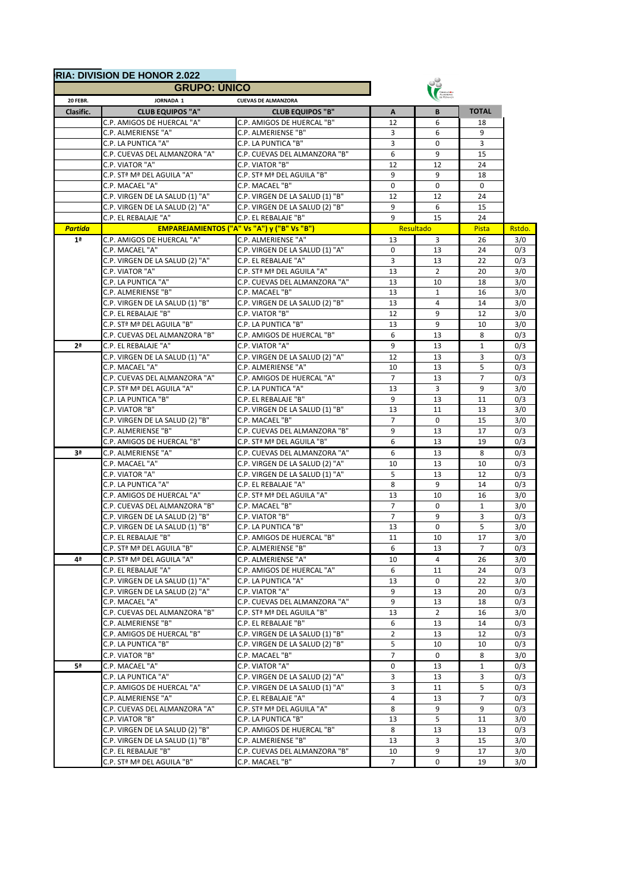# RIA: DIVISION DE HONOR 2.022

## GRUPO: ÚNICO

| 20 FEBR. | JORNADA 1 | CUEVAS DE ALMANZORA | | | | |
|---|---|---|---|---|---|---|
| **Clasific.** | **CLUB EQUIPOS "A"** | **CLUB EQUIPOS "B"** | **A** | **B** | **TOTAL** | |
| | C.P. AMIGOS DE HUERCAL "A" | C.P. AMIGOS DE HUERCAL "B" | 12 | 6 | 18 | |
| | C.P. ALMERIENSE "A" | C.P. ALMERIENSE "B" | 3 | 6 | 9 | |
| | C.P. LA PUNTICA "A" | C.P. LA PUNTICA "B" | 3 | 0 | 3 | |
| | C.P. CUEVAS DEL ALMANZORA "A" | C.P. CUEVAS DEL ALMANZORA "B" | 6 | 9 | 15 | |
| | C.P. VIATOR "A" | C.P. VIATOR "B" | 12 | 12 | 24 | |
| | C.P. STª Mª DEL AGUILA "A" | C.P. STª Mª DEL AGUILA "B" | 9 | 9 | 18 | |
| | C.P. MACAEL "A" | C.P. MACAEL "B" | 0 | 0 | 0 | |
| | C.P. VIRGEN DE LA SALUD (1) "A" | C.P. VIRGEN DE LA SALUD (1) "B" | 12 | 12 | 24 | |
| | C.P. VIRGEN DE LA SALUD (2) "A" | C.P. VIRGEN DE LA SALUD (2) "B" | 9 | 6 | 15 | |
| | C.P. EL REBALAJE "A" | C.P. EL REBALAJE "B" | 9 | 15 | 24 | |
| ***Partida*** | **EMPAREJAMIENTOS ("A" Vs "A") y ("B" Vs "B")** | | Resultado | | Pista | Rstdo. |
| **1ª** | C.P. AMIGOS DE HUERCAL "A" | C.P. ALMERIENSE "A" | 13 | 3 | 26 | 3/0 |
| | C.P. MACAEL "A" | C.P. VIRGEN DE LA SALUD (1) "A" | 0 | 13 | 24 | 0/3 |
| | C.P. VIRGEN DE LA SALUD (2) "A" | C.P. EL REBALAJE "A" | 3 | 13 | 22 | 0/3 |
| | C.P. VIATOR "A" | C.P. STª Mª DEL AGUILA "A" | 13 | 2 | 20 | 3/0 |
| | C.P. LA PUNTICA "A" | C.P. CUEVAS DEL ALMANZORA "A" | 13 | 10 | 18 | 3/0 |
| | C.P. ALMERIENSE "B" | C.P. MACAEL "B" | 13 | 1 | 16 | 3/0 |
| | C.P. VIRGEN DE LA SALUD (1) "B" | C.P. VIRGEN DE LA SALUD (2) "B" | 13 | 4 | 14 | 3/0 |
| | C.P. EL REBALAJE "B" | C.P. VIATOR "B" | 12 | 9 | 12 | 3/0 |
| | C.P. STª Mª DEL AGUILA "B" | C.P. LA PUNTICA "B" | 13 | 9 | 10 | 3/0 |
| | C.P. CUEVAS DEL ALMANZORA "B" | C.P. AMIGOS DE HUERCAL "B" | 6 | 13 | 8 | 0/3 |
| **2ª** | C.P. EL REBALAJE "A" | C.P. VIATOR "A" | 9 | 13 | 1 | 0/3 |
| | C.P. VIRGEN DE LA SALUD (1) "A" | C.P. VIRGEN DE LA SALUD (2) "A" | 12 | 13 | 3 | 0/3 |
| | C.P. MACAEL "A" | C.P. ALMERIENSE "A" | 10 | 13 | 5 | 0/3 |
| | C.P. CUEVAS DEL ALMANZORA "A" | C.P. AMIGOS DE HUERCAL "A" | 7 | 13 | 7 | 0/3 |
| | C.P. STª Mª DEL AGUILA "A" | C.P. LA PUNTICA "A" | 13 | 3 | 9 | 3/0 |
| | C.P. LA PUNTICA "B" | C.P. EL REBALAJE "B" | 9 | 13 | 11 | 0/3 |
| | C.P. VIATOR "B" | C.P. VIRGEN DE LA SALUD (1) "B" | 13 | 11 | 13 | 3/0 |
| | C.P. VIRGEN DE LA SALUD (2) "B" | C.P. MACAEL "B" | 7 | 0 | 15 | 3/0 |
| | C.P. ALMERIENSE "B" | C.P. CUEVAS DEL ALMANZORA "B" | 9 | 13 | 17 | 0/3 |
| | C.P. AMIGOS DE HUERCAL "B" | C.P. STª Mª DEL AGUILA "B" | 6 | 13 | 19 | 0/3 |
| **3ª** | C.P. ALMERIENSE "A" | C.P. CUEVAS DEL ALMANZORA "A" | 6 | 13 | 8 | 0/3 |
| | C.P. MACAEL "A" | C.P. VIRGEN DE LA SALUD (2) "A" | 10 | 13 | 10 | 0/3 |
| | C.P. VIATOR "A" | C.P. VIRGEN DE LA SALUD (1) "A" | 5 | 13 | 12 | 0/3 |
| | C.P. LA PUNTICA "A" | C.P. EL REBALAJE "A" | 8 | 9 | 14 | 0/3 |
| | C.P. AMIGOS DE HUERCAL "A" | C.P. STª Mª DEL AGUILA "A" | 13 | 10 | 16 | 3/0 |
| | C.P. CUEVAS DEL ALMANZORA "B" | C.P. MACAEL "B" | 7 | 0 | 1 | 3/0 |
| | C.P. VIRGEN DE LA SALUD (2) "B" | C.P. VIATOR "B" | 7 | 9 | 3 | 0/3 |
| | C.P. VIRGEN DE LA SALUD (1) "B" | C.P. LA PUNTICA "B" | 13 | 0 | 5 | 3/0 |
| | C.P. EL REBALAJE "B" | C.P. AMIGOS DE HUERCAL "B" | 11 | 10 | 17 | 3/0 |
| | C.P. STª Mª DEL AGUILA "B" | C.P. ALMERIENSE "B" | 6 | 13 | 7 | 0/3 |
| **4ª** | C.P. STª Mª DEL AGUILA "A" | C.P. ALMERIENSE "A" | 10 | 4 | 26 | 3/0 |
| | C.P. EL REBALAJE "A" | C.P. AMIGOS DE HUERCAL "A" | 6 | 11 | 24 | 0/3 |
| | C.P. VIRGEN DE LA SALUD (1) "A" | C.P. LA PUNTICA "A" | 13 | 0 | 22 | 3/0 |
| | C.P. VIRGEN DE LA SALUD (2) "A" | C.P. VIATOR "A" | 9 | 13 | 20 | 0/3 |
| | C.P. MACAEL "A" | C.P. CUEVAS DEL ALMANZORA "A" | 9 | 13 | 18 | 0/3 |
| | C.P. CUEVAS DEL ALMANZORA "B" | C.P. STª Mª DEL AGUILA "B" | 13 | 2 | 16 | 3/0 |
| | C.P. ALMERIENSE "B" | C.P. EL REBALAJE "B" | 6 | 13 | 14 | 0/3 |
| | C.P. AMIGOS DE HUERCAL "B" | C.P. VIRGEN DE LA SALUD (1) "B" | 2 | 13 | 12 | 0/3 |
| | C.P. LA PUNTICA "B" | C.P. VIRGEN DE LA SALUD (2) "B" | 5 | 10 | 10 | 0/3 |
| | C.P. VIATOR "B" | C.P. MACAEL "B" | 7 | 0 | 8 | 3/0 |
| **5ª** | C.P. MACAEL "A" | C.P. VIATOR "A" | 0 | 13 | 1 | 0/3 |
| | C.P. LA PUNTICA "A" | C.P. VIRGEN DE LA SALUD (2) "A" | 3 | 13 | 3 | 0/3 |
| | C.P. AMIGOS DE HUERCAL "A" | C.P. VIRGEN DE LA SALUD (1) "A" | 3 | 11 | 5 | 0/3 |
| | C.P. ALMERIENSE "A" | C.P. EL REBALAJE "A" | 4 | 13 | 7 | 0/3 |
| | C.P. CUEVAS DEL ALMANZORA "A" | C.P. STª Mª DEL AGUILA "A" | 8 | 9 | 9 | 0/3 |
| | C.P. VIATOR "B" | C.P. LA PUNTICA "B" | 13 | 5 | 11 | 3/0 |
| | C.P. VIRGEN DE LA SALUD (2) "B" | C.P. AMIGOS DE HUERCAL "B" | 8 | 13 | 13 | 0/3 |
| | C.P. VIRGEN DE LA SALUD (1) "B" | C.P. ALMERIENSE "B" | 13 | 3 | 15 | 3/0 |
| | C.P. EL REBALAJE "B" | C.P. CUEVAS DEL ALMANZORA "B" | 10 | 9 | 17 | 3/0 |
| | C.P. STª Mª DEL AGUILA "B" | C.P. MACAEL "B" | 7 | 0 | 19 | 3/0 |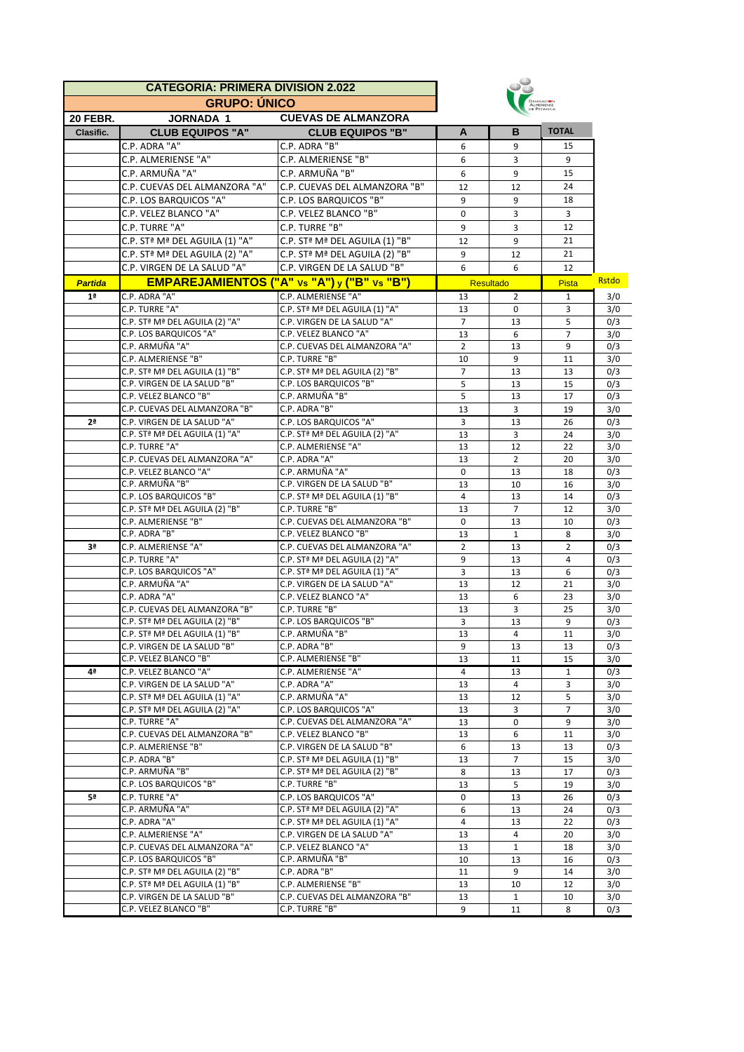| CATEGORIA: PRIMERA DIVISION 2.022 | | | | | | |
|---|---|---|---|---|---|---|
| GRUPO: ÚNICO | | | | | | |
| **20 FEBR.** | **JORNADA 1** | **CUEVAS DE ALMANZORA** | | | | |
| **Clasific.** | **CLUB EQUIPOS "A"** | **CLUB EQUIPOS "B"** | **A** | **B** | **TOTAL** | |
| | C.P. ADRA "A" | C.P. ADRA "B" | 6 | 9 | 15 | |
| | C.P. ALMERIENSE "A" | C.P. ALMERIENSE "B" | 6 | 3 | 9 | |
| | C.P. ARMUÑA "A" | C.P. ARMUÑA "B" | 6 | 9 | 15 | |
| | C.P. CUEVAS DEL ALMANZORA "A" | C.P. CUEVAS DEL ALMANZORA "B" | 12 | 12 | 24 | |
| | C.P. LOS BARQUICOS "A" | C.P. LOS BARQUICOS "B" | 9 | 9 | 18 | |
| | C.P. VELEZ BLANCO "A" | C.P. VELEZ BLANCO "B" | 0 | 3 | 3 | |
| | C.P. TURRE "A" | C.P. TURRE "B" | 9 | 3 | 12 | |
| | C.P. STª Mª DEL AGUILA (1) "A" | C.P. STª Mª DEL AGUILA (1) "B" | 12 | 9 | 21 | |
| | C.P. STª Mª DEL AGUILA (2) "A" | C.P. STª Mª DEL AGUILA (2) "B" | 9 | 12 | 21 | |
| | C.P. VIRGEN DE LA SALUD "A" | C.P. VIRGEN DE LA SALUD "B" | 6 | 6 | 12 | |
| ***Partida*** | **EMPAREJAMIENTOS ("A" Vs "A") y ("B" Vs "B")** | | **Resultado** | | **Pista** | **Rstdo** |
| **1ª** | C.P. ADRA "A" | C.P. ALMERIENSE "A" | 13 | 2 | 1 | 3/0 |
| | C.P. TURRE "A" | C.P. STª Mª DEL AGUILA (1) "A" | 13 | 0 | 3 | 3/0 |
| | C.P. STª Mª DEL AGUILA (2) "A" | C.P. VIRGEN DE LA SALUD "A" | 7 | 13 | 5 | 0/3 |
| | C.P. LOS BARQUICOS "A" | C.P. VELEZ BLANCO "A" | 13 | 6 | 7 | 3/0 |
| | C.P. ARMUÑA "A" | C.P. CUEVAS DEL ALMANZORA "A" | 2 | 13 | 9 | 0/3 |
| | C.P. ALMERIENSE "B" | C.P. TURRE "B" | 10 | 9 | 11 | 3/0 |
| | C.P. STª Mª DEL AGUILA (1) "B" | C.P. STª Mª DEL AGUILA (2) "B" | 7 | 13 | 13 | 0/3 |
| | C.P. VIRGEN DE LA SALUD "B" | C.P. LOS BARQUICOS "B" | 5 | 13 | 15 | 0/3 |
| | C.P. VELEZ BLANCO "B" | C.P. ARMUÑA "B" | 5 | 13 | 17 | 0/3 |
| | C.P. CUEVAS DEL ALMANZORA "B" | C.P. ADRA "B" | 13 | 3 | 19 | 3/0 |
| **2ª** | C.P. VIRGEN DE LA SALUD "A" | C.P. LOS BARQUICOS "A" | 3 | 13 | 26 | 0/3 |
| | C.P. STª Mª DEL AGUILA (1) "A" | C.P. STª Mª DEL AGUILA (2) "A" | 13 | 3 | 24 | 3/0 |
| | C.P. TURRE "A" | C.P. ALMERIENSE "A" | 13 | 12 | 22 | 3/0 |
| | C.P. CUEVAS DEL ALMANZORA "A" | C.P. ADRA "A" | 13 | 2 | 20 | 3/0 |
| | C.P. VELEZ BLANCO "A" | C.P. ARMUÑA "A" | 0 | 13 | 18 | 0/3 |
| | C.P. ARMUÑA "B" | C.P. VIRGEN DE LA SALUD "B" | 13 | 10 | 16 | 3/0 |
| | C.P. LOS BARQUICOS "B" | C.P. STª Mª DEL AGUILA (1) "B" | 4 | 13 | 14 | 0/3 |
| | C.P. STª Mª DEL AGUILA (2) "B" | C.P. TURRE "B" | 13 | 7 | 12 | 3/0 |
| | C.P. ALMERIENSE "B" | C.P. CUEVAS DEL ALMANZORA "B" | 0 | 13 | 10 | 0/3 |
| | C.P. ADRA "B" | C.P. VELEZ BLANCO "B" | 13 | 1 | 8 | 3/0 |
| **3ª** | C.P. ALMERIENSE "A" | C.P. CUEVAS DEL ALMANZORA "A" | 2 | 13 | 2 | 0/3 |
| | C.P. TURRE "A" | C.P. STª Mª DEL AGUILA (2) "A" | 9 | 13 | 4 | 0/3 |
| | C.P. LOS BARQUICOS "A" | C.P. STª Mª DEL AGUILA (1) "A" | 3 | 13 | 6 | 0/3 |
| | C.P. ARMUÑA "A" | C.P. VIRGEN DE LA SALUD "A" | 13 | 12 | 21 | 3/0 |
| | C.P. ADRA "A" | C.P. VELEZ BLANCO "A" | 13 | 6 | 23 | 3/0 |
| | C.P. CUEVAS DEL ALMANZORA "B" | C.P. TURRE "B" | 13 | 3 | 25 | 3/0 |
| | C.P. STª Mª DEL AGUILA (2) "B" | C.P. LOS BARQUICOS "B" | 3 | 13 | 9 | 0/3 |
| | C.P. STª Mª DEL AGUILA (1) "B" | C.P. ARMUÑA "B" | 13 | 4 | 11 | 3/0 |
| | C.P. VIRGEN DE LA SALUD "B" | C.P. ADRA "B" | 9 | 13 | 13 | 0/3 |
| | C.P. VELEZ BLANCO "B" | C.P. ALMERIENSE "B" | 13 | 11 | 15 | 3/0 |
| **4ª** | C.P. VELEZ BLANCO "A" | C.P. ALMERIENSE "A" | 4 | 13 | 1 | 0/3 |
| | C.P. VIRGEN DE LA SALUD "A" | C.P. ADRA "A" | 13 | 4 | 3 | 3/0 |
| | C.P. STª Mª DEL AGUILA (1) "A" | C.P. ARMUÑA "A" | 13 | 12 | 5 | 3/0 |
| | C.P. STª Mª DEL AGUILA (2) "A" | C.P. LOS BARQUICOS "A" | 13 | 3 | 7 | 3/0 |
| | C.P. TURRE "A" | C.P. CUEVAS DEL ALMANZORA "A" | 13 | 0 | 9 | 3/0 |
| | C.P. CUEVAS DEL ALMANZORA "B" | C.P. VELEZ BLANCO "B" | 13 | 6 | 11 | 3/0 |
| | C.P. ALMERIENSE "B" | C.P. VIRGEN DE LA SALUD "B" | 6 | 13 | 13 | 0/3 |
| | C.P. ADRA "B" | C.P. STª Mª DEL AGUILA (1) "B" | 13 | 7 | 15 | 3/0 |
| | C.P. ARMUÑA "B" | C.P. STª Mª DEL AGUILA (2) "B" | 8 | 13 | 17 | 0/3 |
| | C.P. LOS BARQUICOS "B" | C.P. TURRE "B" | 13 | 5 | 19 | 3/0 |
| **5ª** | C.P. TURRE "A" | C.P. LOS BARQUICOS "A" | 0 | 13 | 26 | 0/3 |
| | C.P. ARMUÑA "A" | C.P. STª Mª DEL AGUILA (2) "A" | 6 | 13 | 24 | 0/3 |
| | C.P. ADRA "A" | C.P. STª Mª DEL AGUILA (1) "A" | 4 | 13 | 22 | 0/3 |
| | C.P. ALMERIENSE "A" | C.P. VIRGEN DE LA SALUD "A" | 13 | 4 | 20 | 3/0 |
| | C.P. CUEVAS DEL ALMANZORA "A" | C.P. VELEZ BLANCO "A" | 13 | 1 | 18 | 3/0 |
| | C.P. LOS BARQUICOS "B" | C.P. ARMUÑA "B" | 10 | 13 | 16 | 0/3 |
| | C.P. STª Mª DEL AGUILA (2) "B" | C.P. ADRA "B" | 11 | 9 | 14 | 3/0 |
| | C.P. STª Mª DEL AGUILA (1) "B" | C.P. ALMERIENSE "B" | 13 | 10 | 12 | 3/0 |
| | C.P. VIRGEN DE LA SALUD "B" | C.P. CUEVAS DEL ALMANZORA "B" | 13 | 1 | 10 | 3/0 |
| | C.P. VELEZ BLANCO "B" | C.P. TURRE "B" | 9 | 11 | 8 | 0/3 |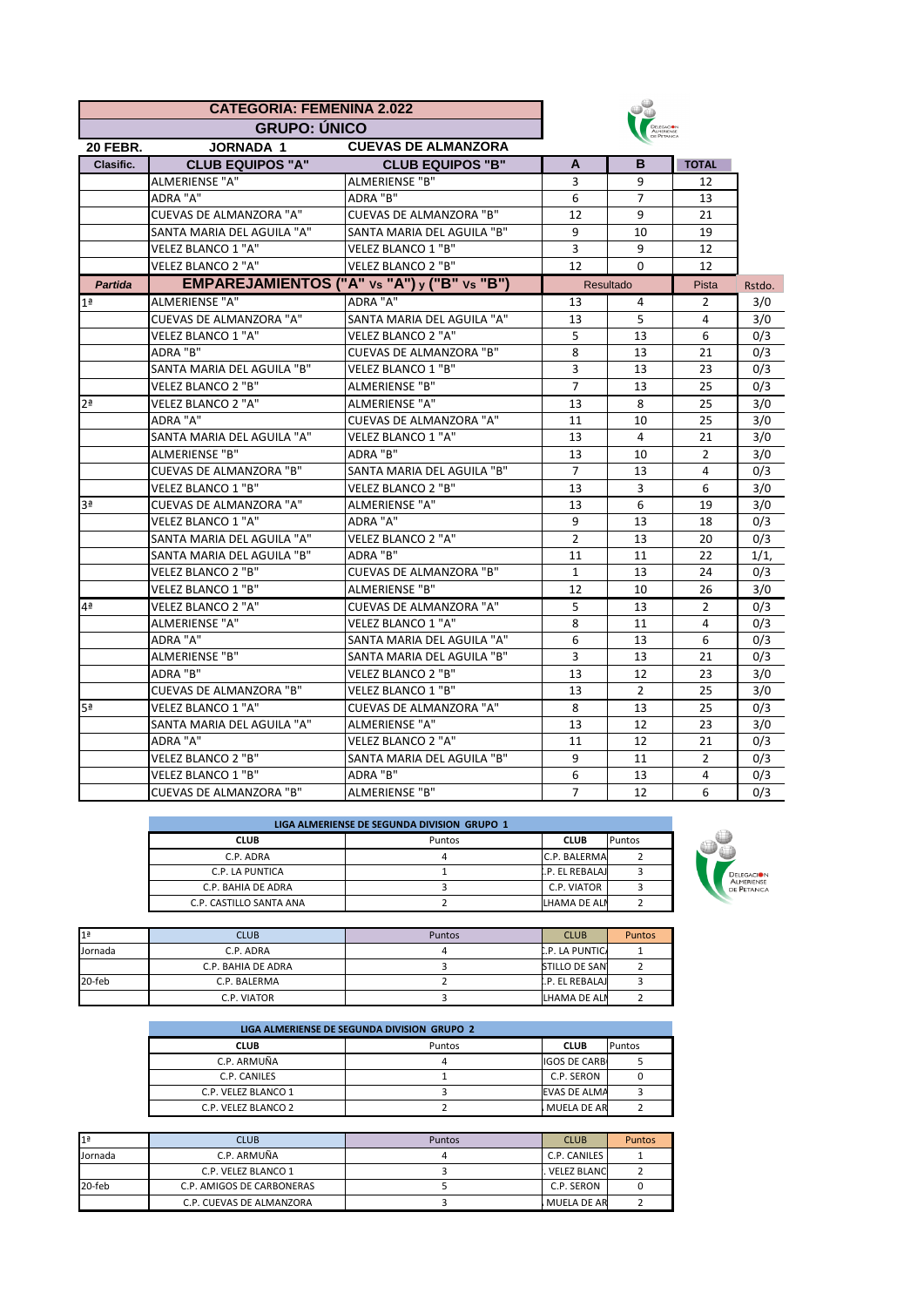| CATEGORIA: FEMENINA 2.022 | | | | | | |
|---|---|---|---|---|---|---|
| GRUPO: ÚNICO | | | | | | |
| 20 FEBR. | JORNADA 1 | CUEVAS DE ALMANZORA | | | | |
| Clasific. | CLUB EQUIPOS "A" | CLUB EQUIPOS "B" | A | B | TOTAL | |
| | ALMERIENSE "A" | ALMERIENSE "B" | 3 | 9 | 12 | |
| | ADRA "A" | ADRA "B" | 6 | 7 | 13 | |
| | CUEVAS DE ALMANZORA "A" | CUEVAS DE ALMANZORA "B" | 12 | 9 | 21 | |
| | SANTA MARIA DEL AGUILA "A" | SANTA MARIA DEL AGUILA "B" | 9 | 10 | 19 | |
| | VELEZ BLANCO 1 "A" | VELEZ BLANCO 1 "B" | 3 | 9 | 12 | |
| | VELEZ BLANCO 2 "A" | VELEZ BLANCO 2 "B" | 12 | 0 | 12 | |
| Partida | EMPAREJAMIENTOS ("A" Vs "A") y ("B" Vs "B") | | Resultado | | Pista | Rstdo. |
| 1ª | ALMERIENSE "A" | ADRA "A" | 13 | 4 | 2 | 3/0 |
| | CUEVAS DE ALMANZORA "A" | SANTA MARIA DEL AGUILA "A" | 13 | 5 | 4 | 3/0 |
| | VELEZ BLANCO 1 "A" | VELEZ BLANCO 2 "A" | 5 | 13 | 6 | 0/3 |
| | ADRA "B" | CUEVAS DE ALMANZORA "B" | 8 | 13 | 21 | 0/3 |
| | SANTA MARIA DEL AGUILA "B" | VELEZ BLANCO 1 "B" | 3 | 13 | 23 | 0/3 |
| | VELEZ BLANCO 2 "B" | ALMERIENSE "B" | 7 | 13 | 25 | 0/3 |
| 2ª | VELEZ BLANCO 2 "A" | ALMERIENSE "A" | 13 | 8 | 25 | 3/0 |
| | ADRA "A" | CUEVAS DE ALMANZORA "A" | 11 | 10 | 25 | 3/0 |
| | SANTA MARIA DEL AGUILA "A" | VELEZ BLANCO 1 "A" | 13 | 4 | 21 | 3/0 |
| | ALMERIENSE "B" | ADRA "B" | 13 | 10 | 2 | 3/0 |
| | CUEVAS DE ALMANZORA "B" | SANTA MARIA DEL AGUILA "B" | 7 | 13 | 4 | 0/3 |
| | VELEZ BLANCO 1 "B" | VELEZ BLANCO 2 "B" | 13 | 3 | 6 | 3/0 |
| 3ª | CUEVAS DE ALMANZORA "A" | ALMERIENSE "A" | 13 | 6 | 19 | 3/0 |
| | VELEZ BLANCO 1 "A" | ADRA "A" | 9 | 13 | 18 | 0/3 |
| | SANTA MARIA DEL AGUILA "A" | VELEZ BLANCO 2 "A" | 2 | 13 | 20 | 0/3 |
| | SANTA MARIA DEL AGUILA "B" | ADRA "B" | 11 | 11 | 22 | 1/1, |
| | VELEZ BLANCO 2 "B" | CUEVAS DE ALMANZORA "B" | 1 | 13 | 24 | 0/3 |
| | VELEZ BLANCO 1 "B" | ALMERIENSE "B" | 12 | 10 | 26 | 3/0 |
| 4ª | VELEZ BLANCO 2 "A" | CUEVAS DE ALMANZORA "A" | 5 | 13 | 2 | 0/3 |
| | ALMERIENSE "A" | VELEZ BLANCO 1 "A" | 8 | 11 | 4 | 0/3 |
| | ADRA "A" | SANTA MARIA DEL AGUILA "A" | 6 | 13 | 6 | 0/3 |
| | ALMERIENSE "B" | SANTA MARIA DEL AGUILA "B" | 3 | 13 | 21 | 0/3 |
| | ADRA "B" | VELEZ BLANCO 2 "B" | 13 | 12 | 23 | 3/0 |
| | CUEVAS DE ALMANZORA "B" | VELEZ BLANCO 1 "B" | 13 | 2 | 25 | 3/0 |
| 5ª | VELEZ BLANCO 1 "A" | CUEVAS DE ALMANZORA "A" | 8 | 13 | 25 | 0/3 |
| | SANTA MARIA DEL AGUILA "A" | ALMERIENSE "A" | 13 | 12 | 23 | 3/0 |
| | ADRA "A" | VELEZ BLANCO 2 "A" | 11 | 12 | 21 | 0/3 |
| | VELEZ BLANCO 2 "B" | SANTA MARIA DEL AGUILA "B" | 9 | 11 | 2 | 0/3 |
| | VELEZ BLANCO 1 "B" | ADRA "B" | 6 | 13 | 4 | 0/3 |
| | CUEVAS DE ALMANZORA "B" | ALMERIENSE "B" | 7 | 12 | 6 | 0/3 |

DELEGACION ALMERIENSE DE PETANCA

| LIGA ALMERIENSE DE SEGUNDA DIVISION GRUPO 1 | | | |
|---|---|---|---|
| CLUB | Puntos | CLUB | Puntos |
| C.P. ADRA | 4 | C.P. BALERMA | 2 |
| C.P. LA PUNTICA | 1 | .P. EL REBALAJ | 3 |
| C.P. BAHIA DE ADRA | 3 | C.P. VIATOR | 3 |
| C.P. CASTILLO SANTA ANA | 2 | LHAMA DE ALI | 2 |

| 1ª | CLUB | Puntos | CLUB | Puntos |
|---|---|---|---|---|
| Jornada | C.P. ADRA | 4 | .P. LA PUNTIC | 1 |
| | C.P. BAHIA DE ADRA | 3 | STILLO DE SAN | 2 |
| 20-feb | C.P. BALERMA | 2 | .P. EL REBALAJ | 3 |
| | C.P. VIATOR | 3 | LHAMA DE ALI | 2 |

| LIGA ALMERIENSE DE SEGUNDA DIVISION GRUPO 2 | | | |
|---|---|---|---|
| CLUB | Puntos | CLUB | Puntos |
| C.P. ARMUÑA | 4 | IGOS DE CARB | 5 |
| C.P. CANILES | 1 | C.P. SERON | 0 |
| C.P. VELEZ BLANCO 1 | 3 | EVAS DE ALMA | 3 |
| C.P. VELEZ BLANCO 2 | 2 | MUELA DE AR | 2 |

| 1ª | CLUB | Puntos | CLUB | Puntos |
|---|---|---|---|---|
| Jornada | C.P. ARMUÑA | 4 | C.P. CANILES | 1 |
| | C.P. VELEZ BLANCO 1 | 3 | . VELEZ BLANC | 2 |
| 20-feb | C.P. AMIGOS DE CARBONERAS | 5 | C.P. SERON | 0 |
| | C.P. CUEVAS DE ALMANZORA | 3 | MUELA DE AR | 2 |